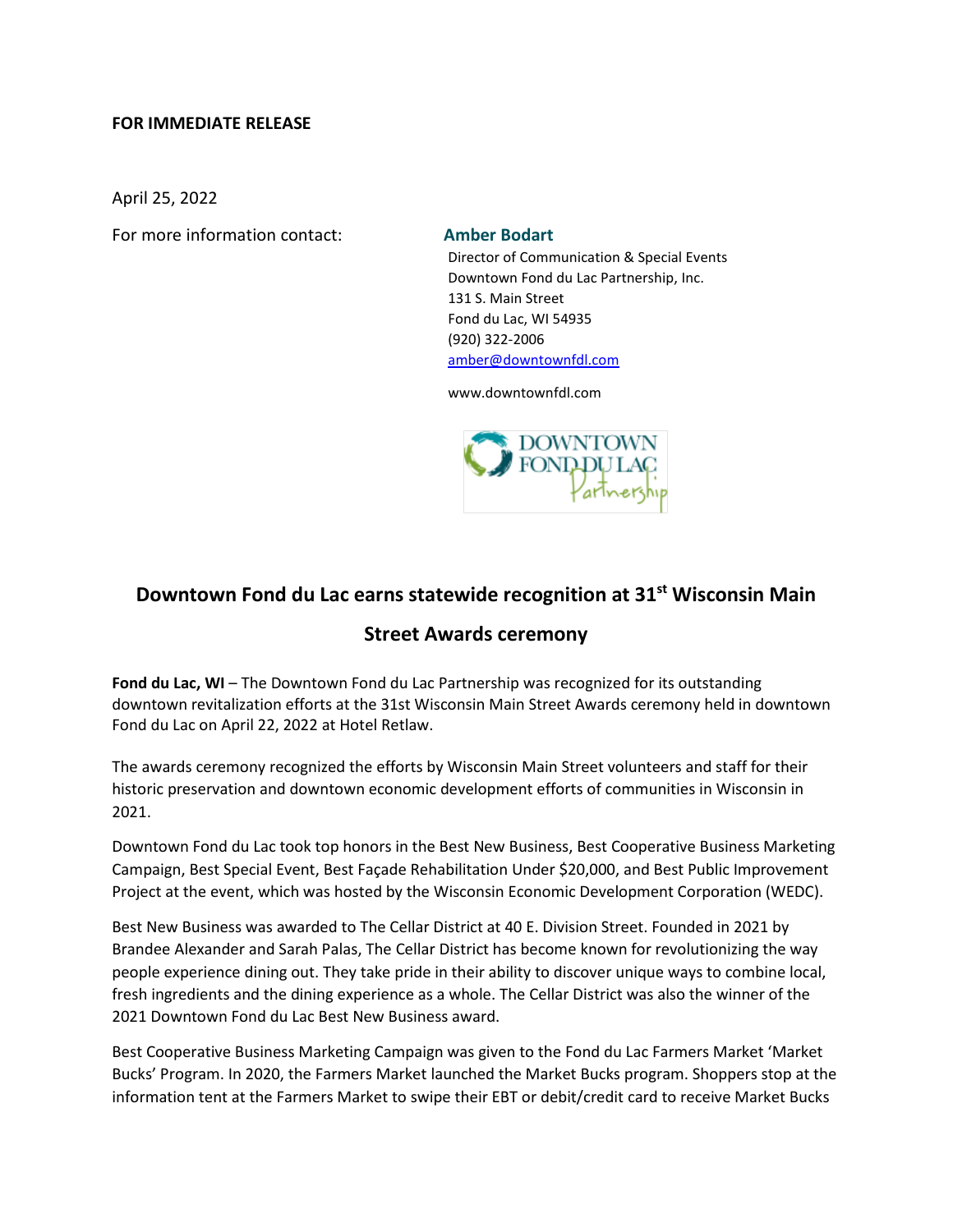**FOR IMMEDIATE RELEASE**

April 25, 2022

For more information contact:

**Amber Bodart**
Director of Communication & Special Events
Downtown Fond du Lac Partnership, Inc.
131 S. Main Street
Fond du Lac, WI 54935
(920) 322-2006
amber@downtownfdl.com

www.downtownfdl.com

## Downtown Fond du Lac earns statewide recognition at 31st Wisconsin Main Street Awards ceremony

**Fond du Lac, WI** – The Downtown Fond du Lac Partnership was recognized for its outstanding downtown revitalization efforts at the 31st Wisconsin Main Street Awards ceremony held in downtown Fond du Lac on April 22, 2022 at Hotel Retlaw.

The awards ceremony recognized the efforts by Wisconsin Main Street volunteers and staff for their historic preservation and downtown economic development efforts of communities in Wisconsin in 2021.

Downtown Fond du Lac took top honors in the Best New Business, Best Cooperative Business Marketing Campaign, Best Special Event, Best Façade Rehabilitation Under $20,000, and Best Public Improvement Project at the event, which was hosted by the Wisconsin Economic Development Corporation (WEDC).

Best New Business was awarded to The Cellar District at 40 E. Division Street. Founded in 2021 by Brandee Alexander and Sarah Palas, The Cellar District has become known for revolutionizing the way people experience dining out. They take pride in their ability to discover unique ways to combine local, fresh ingredients and the dining experience as a whole. The Cellar District was also the winner of the 2021 Downtown Fond du Lac Best New Business award.

Best Cooperative Business Marketing Campaign was given to the Fond du Lac Farmers Market 'Market Bucks' Program. In 2020, the Farmers Market launched the Market Bucks program. Shoppers stop at the information tent at the Farmers Market to swipe their EBT or debit/credit card to receive Market Bucks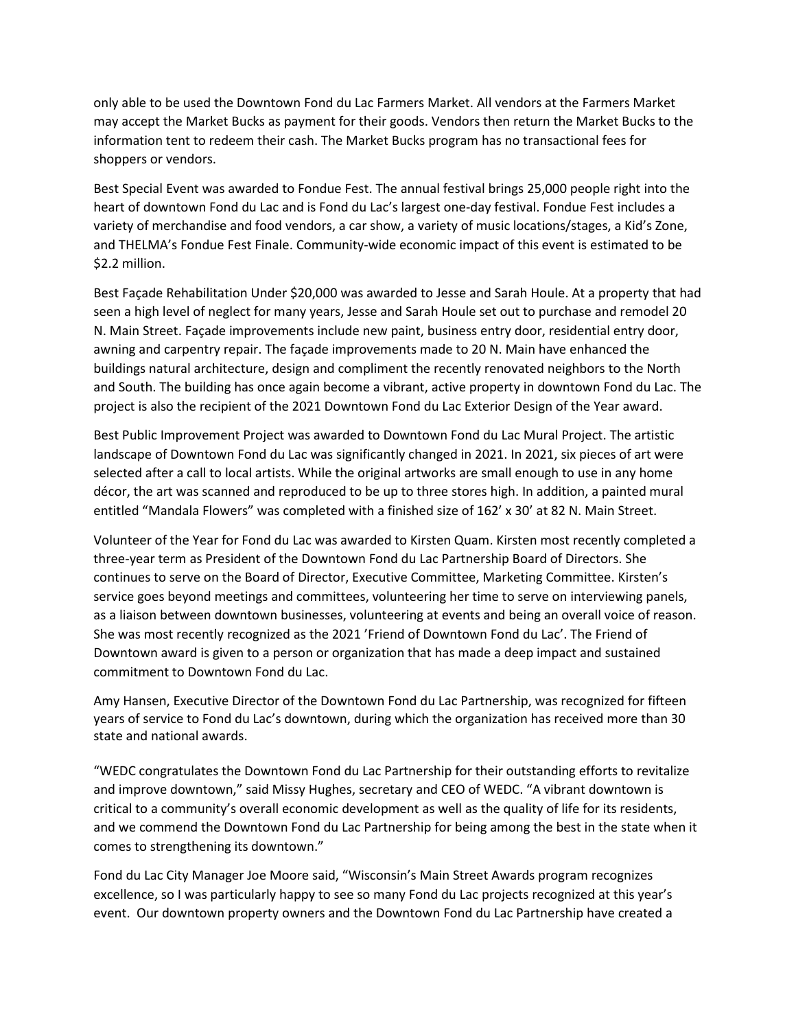only able to be used the Downtown Fond du Lac Farmers Market. All vendors at the Farmers Market may accept the Market Bucks as payment for their goods. Vendors then return the Market Bucks to the information tent to redeem their cash. The Market Bucks program has no transactional fees for shoppers or vendors.

Best Special Event was awarded to Fondue Fest. The annual festival brings 25,000 people right into the heart of downtown Fond du Lac and is Fond du Lac's largest one-day festival. Fondue Fest includes a variety of merchandise and food vendors, a car show, a variety of music locations/stages, a Kid's Zone, and THELMA's Fondue Fest Finale. Community-wide economic impact of this event is estimated to be $2.2 million.

Best Façade Rehabilitation Under $20,000 was awarded to Jesse and Sarah Houle. At a property that had seen a high level of neglect for many years, Jesse and Sarah Houle set out to purchase and remodel 20 N. Main Street. Façade improvements include new paint, business entry door, residential entry door, awning and carpentry repair. The façade improvements made to 20 N. Main have enhanced the buildings natural architecture, design and compliment the recently renovated neighbors to the North and South. The building has once again become a vibrant, active property in downtown Fond du Lac. The project is also the recipient of the 2021 Downtown Fond du Lac Exterior Design of the Year award.

Best Public Improvement Project was awarded to Downtown Fond du Lac Mural Project. The artistic landscape of Downtown Fond du Lac was significantly changed in 2021. In 2021, six pieces of art were selected after a call to local artists. While the original artworks are small enough to use in any home décor, the art was scanned and reproduced to be up to three stores high. In addition, a painted mural entitled "Mandala Flowers" was completed with a finished size of 162' x 30' at 82 N. Main Street.

Volunteer of the Year for Fond du Lac was awarded to Kirsten Quam. Kirsten most recently completed a three-year term as President of the Downtown Fond du Lac Partnership Board of Directors. She continues to serve on the Board of Director, Executive Committee, Marketing Committee. Kirsten's service goes beyond meetings and committees, volunteering her time to serve on interviewing panels, as a liaison between downtown businesses, volunteering at events and being an overall voice of reason. She was most recently recognized as the 2021 'Friend of Downtown Fond du Lac'. The Friend of Downtown award is given to a person or organization that has made a deep impact and sustained commitment to Downtown Fond du Lac.

Amy Hansen, Executive Director of the Downtown Fond du Lac Partnership, was recognized for fifteen years of service to Fond du Lac's downtown, during which the organization has received more than 30 state and national awards.

"WEDC congratulates the Downtown Fond du Lac Partnership for their outstanding efforts to revitalize and improve downtown," said Missy Hughes, secretary and CEO of WEDC. "A vibrant downtown is critical to a community's overall economic development as well as the quality of life for its residents, and we commend the Downtown Fond du Lac Partnership for being among the best in the state when it comes to strengthening its downtown."

Fond du Lac City Manager Joe Moore said, "Wisconsin's Main Street Awards program recognizes excellence, so I was particularly happy to see so many Fond du Lac projects recognized at this year's event. Our downtown property owners and the Downtown Fond du Lac Partnership have created a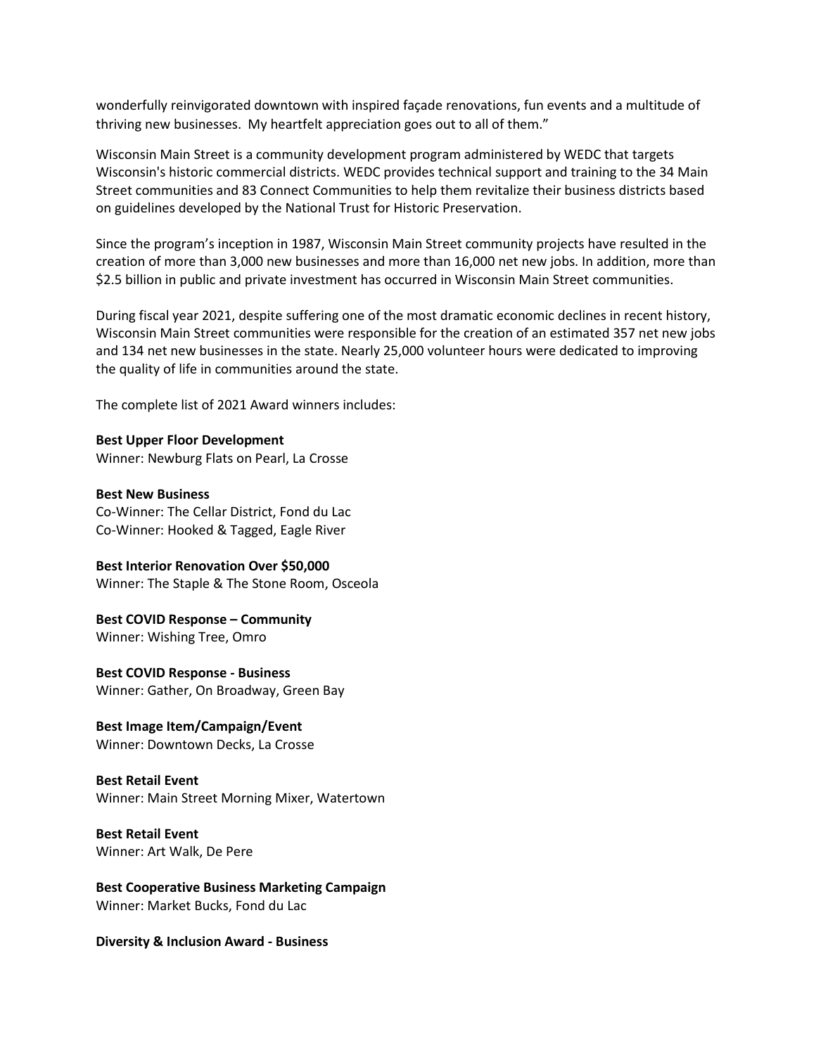wonderfully reinvigorated downtown with inspired façade renovations, fun events and a multitude of thriving new businesses. My heartfelt appreciation goes out to all of them."

Wisconsin Main Street is a community development program administered by WEDC that targets Wisconsin's historic commercial districts. WEDC provides technical support and training to the 34 Main Street communities and 83 Connect Communities to help them revitalize their business districts based on guidelines developed by the National Trust for Historic Preservation.

Since the program's inception in 1987, Wisconsin Main Street community projects have resulted in the creation of more than 3,000 new businesses and more than 16,000 net new jobs. In addition, more than $2.5 billion in public and private investment has occurred in Wisconsin Main Street communities.

During fiscal year 2021, despite suffering one of the most dramatic economic declines in recent history, Wisconsin Main Street communities were responsible for the creation of an estimated 357 net new jobs and 134 net new businesses in the state. Nearly 25,000 volunteer hours were dedicated to improving the quality of life in communities around the state.

The complete list of 2021 Award winners includes:

**Best Upper Floor Development**
Winner: Newburg Flats on Pearl, La Crosse

**Best New Business**
Co-Winner: The Cellar District, Fond du Lac
Co-Winner: Hooked & Tagged, Eagle River

**Best Interior Renovation Over $50,000**
Winner: The Staple & The Stone Room, Osceola

**Best COVID Response – Community**
Winner: Wishing Tree, Omro

**Best COVID Response - Business**
Winner: Gather, On Broadway, Green Bay

**Best Image Item/Campaign/Event**
Winner: Downtown Decks, La Crosse

**Best Retail Event**
Winner: Main Street Morning Mixer, Watertown

**Best Retail Event**
Winner: Art Walk, De Pere

**Best Cooperative Business Marketing Campaign**
Winner: Market Bucks, Fond du Lac

**Diversity & Inclusion Award - Business**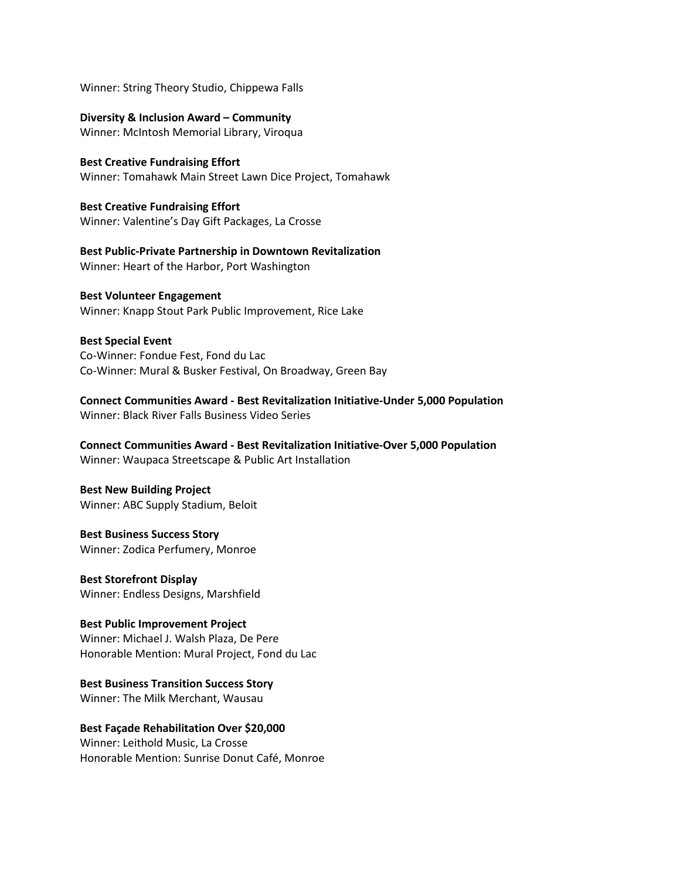Winner: String Theory Studio, Chippewa Falls

**Diversity & Inclusion Award – Community**
Winner: McIntosh Memorial Library, Viroqua

**Best Creative Fundraising Effort**
Winner: Tomahawk Main Street Lawn Dice Project, Tomahawk

**Best Creative Fundraising Effort**
Winner: Valentine's Day Gift Packages, La Crosse

**Best Public-Private Partnership in Downtown Revitalization**
Winner: Heart of the Harbor, Port Washington

**Best Volunteer Engagement**
Winner: Knapp Stout Park Public Improvement, Rice Lake

**Best Special Event**
Co-Winner: Fondue Fest, Fond du Lac
Co-Winner: Mural & Busker Festival, On Broadway, Green Bay

**Connect Communities Award - Best Revitalization Initiative-Under 5,000 Population**
Winner: Black River Falls Business Video Series

**Connect Communities Award - Best Revitalization Initiative-Over 5,000 Population**
Winner: Waupaca Streetscape & Public Art Installation

**Best New Building Project**
Winner: ABC Supply Stadium, Beloit

**Best Business Success Story**
Winner: Zodica Perfumery, Monroe

**Best Storefront Display**
Winner: Endless Designs, Marshfield

**Best Public Improvement Project**
Winner: Michael J. Walsh Plaza, De Pere
Honorable Mention: Mural Project, Fond du Lac

**Best Business Transition Success Story**
Winner: The Milk Merchant, Wausau

**Best Façade Rehabilitation Over $20,000**
Winner: Leithold Music, La Crosse
Honorable Mention: Sunrise Donut Café, Monroe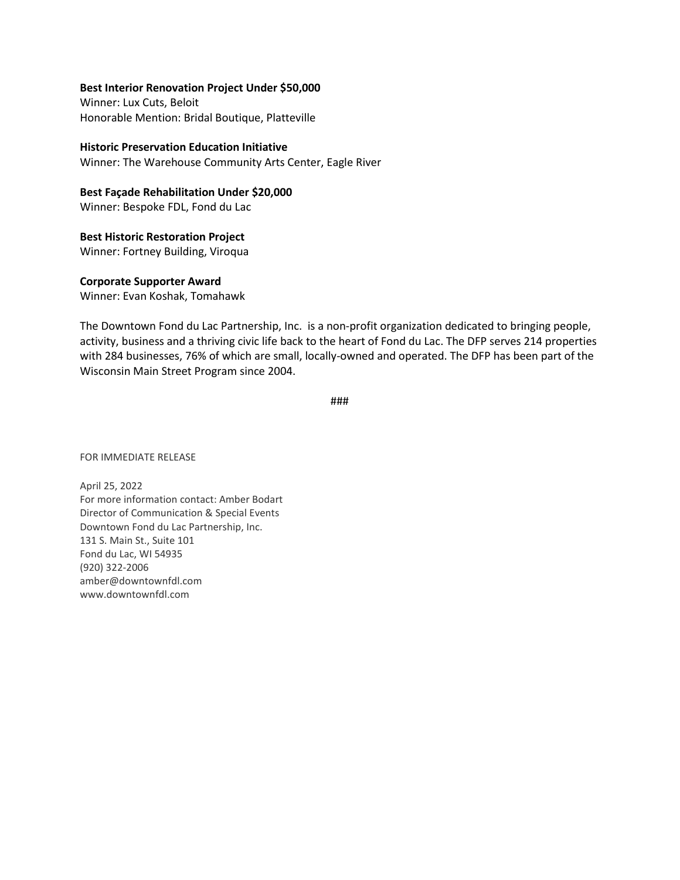**Best Interior Renovation Project Under $50,000**
Winner: Lux Cuts, Beloit
Honorable Mention: Bridal Boutique, Platteville

**Historic Preservation Education Initiative**
Winner: The Warehouse Community Arts Center, Eagle River

**Best Façade Rehabilitation Under $20,000**
Winner: Bespoke FDL, Fond du Lac

**Best Historic Restoration Project**
Winner: Fortney Building, Viroqua

**Corporate Supporter Award**
Winner: Evan Koshak, Tomahawk

The Downtown Fond du Lac Partnership, Inc. is a non-profit organization dedicated to bringing people, activity, business and a thriving civic life back to the heart of Fond du Lac. The DFP serves 214 properties with 284 businesses, 76% of which are small, locally-owned and operated. The DFP has been part of the Wisconsin Main Street Program since 2004.

###

FOR IMMEDIATE RELEASE

April 25, 2022
For more information contact: Amber Bodart
Director of Communication & Special Events
Downtown Fond du Lac Partnership, Inc.
131 S. Main St., Suite 101
Fond du Lac, WI 54935
(920) 322-2006
amber@downtownfdl.com
www.downtownfdl.com